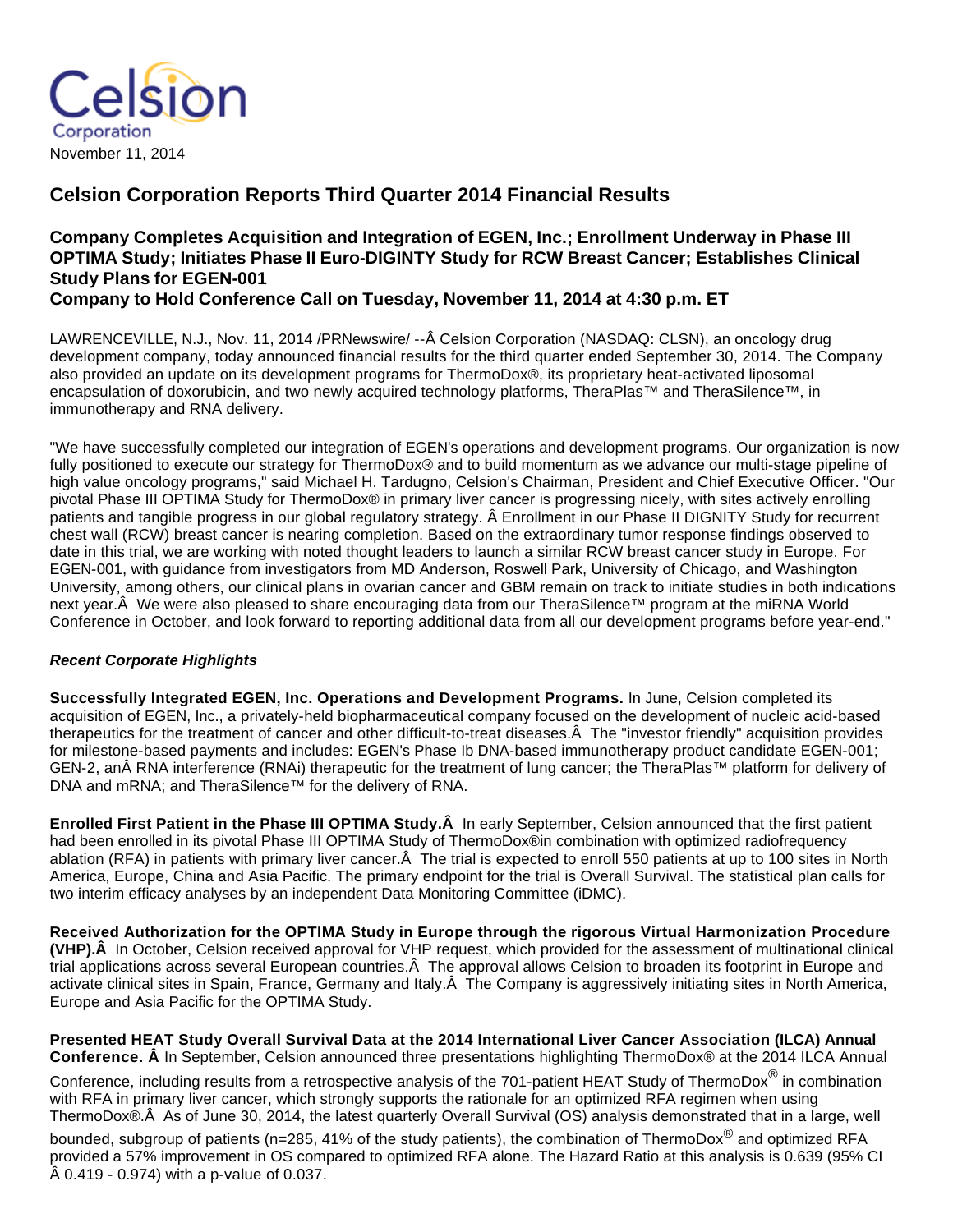Celsion Corporation

November 11, 2014

# Celsion Corporation Reports Third Quarter 2014 Financial Results

## Company Completes Acquisition and Integration of EGEN, Inc.; Enrollment Underway in Phase III OPTIMA Study; Initiates Phase II Euro-DIGINTY Study for RCW Breast Cancer; Establishes Clinical Study Plans for EGEN-001

## Company to Hold Conference Call on Tuesday, November 11, 2014 at 4:30 p.m. ET

LAWRENCEVILLE, N.J., Nov. 11, 2014 /PRNewswire/ --Â Celsion Corporation (NASDAQ: CLSN), an oncology drug development company, today announced financial results for the third quarter ended September 30, 2014. The Company also provided an update on its development programs for ThermoDox®, its proprietary heat-activated liposomal encapsulation of doxorubicin, and two newly acquired technology platforms, TheraPlas™ and TheraSilence™, in immunotherapy and RNA delivery.

"We have successfully completed our integration of EGEN's operations and development programs. Our organization is now fully positioned to execute our strategy for ThermoDox® and to build momentum as we advance our multi-stage pipeline of high value oncology programs," said Michael H. Tardugno, Celsion's Chairman, President and Chief Executive Officer. "Our pivotal Phase III OPTIMA Study for ThermoDox® in primary liver cancer is progressing nicely, with sites actively enrolling patients and tangible progress in our global regulatory strategy. Â Enrollment in our Phase II DIGNITY Study for recurrent chest wall (RCW) breast cancer is nearing completion. Based on the extraordinary tumor response findings observed to date in this trial, we are working with noted thought leaders to launch a similar RCW breast cancer study in Europe. For EGEN-001, with guidance from investigators from MD Anderson, Roswell Park, University of Chicago, and Washington University, among others, our clinical plans in ovarian cancer and GBM remain on track to initiate studies in both indications next year.Â  We were also pleased to share encouraging data from our TheraSilence™ program at the miRNA World Conference in October, and look forward to reporting additional data from all our development programs before year-end."

***Recent Corporate Highlights***

**Successfully Integrated EGEN, Inc. Operations and Development Programs.** In June, Celsion completed its acquisition of EGEN, Inc., a privately-held biopharmaceutical company focused on the development of nucleic acid-based therapeutics for the treatment of cancer and other difficult-to-treat diseases.Â  The "investor friendly" acquisition provides for milestone-based payments and includes: EGEN's Phase Ib DNA-based immunotherapy product candidate EGEN-001; GEN-2, anÂ RNA interference (RNAi) therapeutic for the treatment of lung cancer; the TheraPlas™ platform for delivery of DNA and mRNA; and TheraSilence™ for the delivery of RNA.

**Enrolled First Patient in the Phase III OPTIMA Study.Â** In early September, Celsion announced that the first patient had been enrolled in its pivotal Phase III OPTIMA Study of ThermoDox®in combination with optimized radiofrequency ablation (RFA) in patients with primary liver cancer.Â  The trial is expected to enroll 550 patients at up to 100 sites in North America, Europe, China and Asia Pacific. The primary endpoint for the trial is Overall Survival. The statistical plan calls for two interim efficacy analyses by an independent Data Monitoring Committee (iDMC).

**Received Authorization for the OPTIMA Study in Europe through the rigorous Virtual Harmonization Procedure (VHP).Â** In October, Celsion received approval for VHP request, which provided for the assessment of multinational clinical trial applications across several European countries.Â  The approval allows Celsion to broaden its footprint in Europe and activate clinical sites in Spain, France, Germany and Italy.Â  The Company is aggressively initiating sites in North America, Europe and Asia Pacific for the OPTIMA Study.

**Presented HEAT Study Overall Survival Data at the 2014 International Liver Cancer Association (ILCA) Annual Conference. Â** In September, Celsion announced three presentations highlighting ThermoDox® at the 2014 ILCA Annual Conference, including results from a retrospective analysis of the 701-patient HEAT Study of ThermoDox® in combination with RFA in primary liver cancer, which strongly supports the rationale for an optimized RFA regimen when using ThermoDox®.Â  As of June 30, 2014, the latest quarterly Overall Survival (OS) analysis demonstrated that in a large, well bounded, subgroup of patients (n=285, 41% of the study patients), the combination of ThermoDox® and optimized RFA provided a 57% improvement in OS compared to optimized RFA alone. The Hazard Ratio at this analysis is 0.639 (95% CI Â 0.419 - 0.974) with a p-value of 0.037.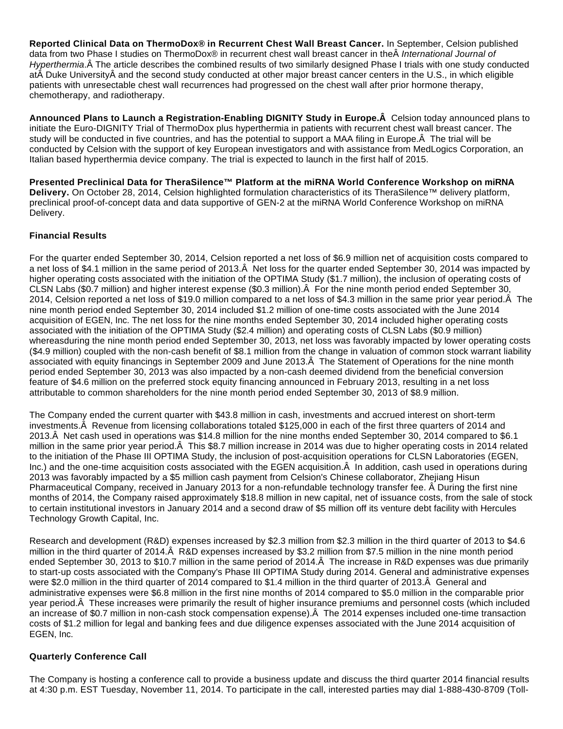**Reported Clinical Data on ThermoDox® in Recurrent Chest Wall Breast Cancer.** In September, Celsion published data from two Phase I studies on ThermoDox® in recurrent chest wall breast cancer in theÂ *International Journal of Hyperthermia*.Â The article describes the combined results of two similarly designed Phase I trials with one study conducted atÂ Duke UniversityÂ and the second study conducted at other major breast cancer centers in the U.S., in which eligible patients with unresectable chest wall recurrences had progressed on the chest wall after prior hormone therapy, chemotherapy, and radiotherapy.

**Announced Plans to Launch a Registration-Enabling DIGNITY Study in Europe.Â** Celsion today announced plans to initiate the Euro-DIGNITY Trial of ThermoDox plus hyperthermia in patients with recurrent chest wall breast cancer. The study will be conducted in five countries, and has the potential to support a MAA filing in Europe.Â The trial will be conducted by Celsion with the support of key European investigators and with assistance from MedLogics Corporation, an Italian based hyperthermia device company. The trial is expected to launch in the first half of 2015.

**Presented Preclinical Data for TheraSilence™ Platform at the miRNA World Conference Workshop on miRNA Delivery.** On October 28, 2014, Celsion highlighted formulation characteristics of its TheraSilence™ delivery platform, preclinical proof-of-concept data and data supportive of GEN-2 at the miRNA World Conference Workshop on miRNA Delivery.

**Financial Results**

For the quarter ended September 30, 2014, Celsion reported a net loss of $6.9 million net of acquisition costs compared to a net loss of $4.1 million in the same period of 2013.Â Net loss for the quarter ended September 30, 2014 was impacted by higher operating costs associated with the initiation of the OPTIMA Study ($1.7 million), the inclusion of operating costs of CLSN Labs ($0.7 million) and higher interest expense ($0.3 million).Â For the nine month period ended September 30, 2014, Celsion reported a net loss of $19.0 million compared to a net loss of $4.3 million in the same prior year period.Â The nine month period ended September 30, 2014 included $1.2 million of one-time costs associated with the June 2014 acquisition of EGEN, Inc. The net loss for the nine months ended September 30, 2014 included higher operating costs associated with the initiation of the OPTIMA Study ($2.4 million) and operating costs of CLSN Labs ($0.9 million) whereasduring the nine month period ended September 30, 2013, net loss was favorably impacted by lower operating costs ($4.9 million) coupled with the non-cash benefit of $8.1 million from the change in valuation of common stock warrant liability associated with equity financings in September 2009 and June 2013.Â The Statement of Operations for the nine month period ended September 30, 2013 was also impacted by a non-cash deemed dividend from the beneficial conversion feature of $4.6 million on the preferred stock equity financing announced in February 2013, resulting in a net loss attributable to common shareholders for the nine month period ended September 30, 2013 of $8.9 million.

The Company ended the current quarter with $43.8 million in cash, investments and accrued interest on short-term investments.Â Revenue from licensing collaborations totaled $125,000 in each of the first three quarters of 2014 and 2013.Â Net cash used in operations was $14.8 million for the nine months ended September 30, 2014 compared to $6.1 million in the same prior year period.Â This $8.7 million increase in 2014 was due to higher operating costs in 2014 related to the initiation of the Phase III OPTIMA Study, the inclusion of post-acquisition operations for CLSN Laboratories (EGEN, Inc.) and the one-time acquisition costs associated with the EGEN acquisition.Â In addition, cash used in operations during 2013 was favorably impacted by a $5 million cash payment from Celsion's Chinese collaborator, Zhejiang Hisun Pharmaceutical Company, received in January 2013 for a non-refundable technology transfer fee. Â During the first nine months of 2014, the Company raised approximately $18.8 million in new capital, net of issuance costs, from the sale of stock to certain institutional investors in January 2014 and a second draw of $5 million off its venture debt facility with Hercules Technology Growth Capital, Inc.

Research and development (R&D) expenses increased by $2.3 million from $2.3 million in the third quarter of 2013 to $4.6 million in the third quarter of 2014.Â R&D expenses increased by $3.2 million from $7.5 million in the nine month period ended September 30, 2013 to $10.7 million in the same period of 2014.Â The increase in R&D expenses was due primarily to start-up costs associated with the Company's Phase III OPTIMA Study during 2014. General and administrative expenses were $2.0 million in the third quarter of 2014 compared to $1.4 million in the third quarter of 2013.Â General and administrative expenses were $6.8 million in the first nine months of 2014 compared to $5.0 million in the comparable prior year period.Â These increases were primarily the result of higher insurance premiums and personnel costs (which included an increase of $0.7 million in non-cash stock compensation expense).Â The 2014 expenses included one-time transaction costs of $1.2 million for legal and banking fees and due diligence expenses associated with the June 2014 acquisition of EGEN, Inc.

**Quarterly Conference Call**

The Company is hosting a conference call to provide a business update and discuss the third quarter 2014 financial results at 4:30 p.m. EST Tuesday, November 11, 2014. To participate in the call, interested parties may dial 1-888-430-8709 (Toll-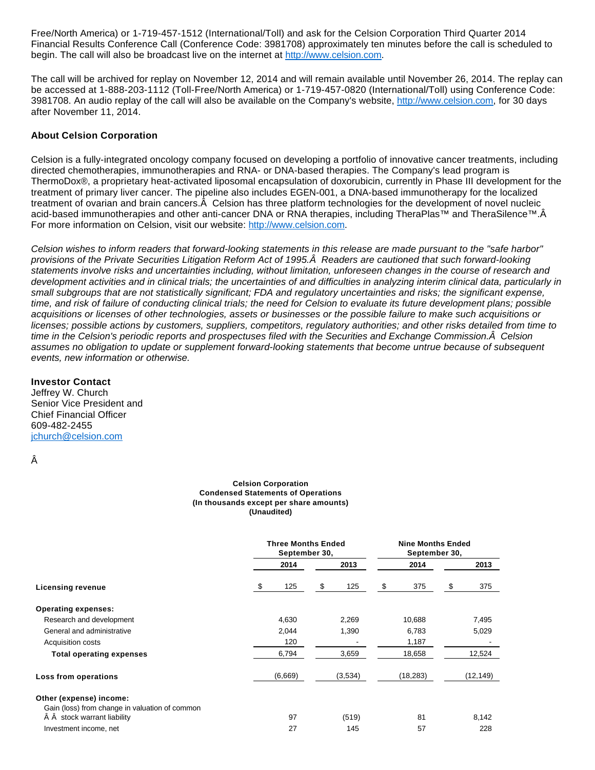Free/North America) or 1-719-457-1512 (International/Toll) and ask for the Celsion Corporation Third Quarter 2014 Financial Results Conference Call (Conference Code: 3981708) approximately ten minutes before the call is scheduled to begin. The call will also be broadcast live on the internet at http://www.celsion.com.

The call will be archived for replay on November 12, 2014 and will remain available until November 26, 2014. The replay can be accessed at 1-888-203-1112 (Toll-Free/North America) or 1-719-457-0820 (International/Toll) using Conference Code: 3981708. An audio replay of the call will also be available on the Company's website, http://www.celsion.com, for 30 days after November 11, 2014.

### About Celsion Corporation

Celsion is a fully-integrated oncology company focused on developing a portfolio of innovative cancer treatments, including directed chemotherapies, immunotherapies and RNA- or DNA-based therapies. The Company's lead program is ThermoDox®, a proprietary heat-activated liposomal encapsulation of doxorubicin, currently in Phase III development for the treatment of primary liver cancer. The pipeline also includes EGEN-001, a DNA-based immunotherapy for the localized treatment of ovarian and brain cancers.Â  Celsion has three platform technologies for the development of novel nucleic acid-based immunotherapies and other anti-cancer DNA or RNA therapies, including TheraPlas™ and TheraSilence™.Â  For more information on Celsion, visit our website: http://www.celsion.com.

*Celsion wishes to inform readers that forward-looking statements in this release are made pursuant to the "safe harbor" provisions of the Private Securities Litigation Reform Act of 1995.Â  Readers are cautioned that such forward-looking statements involve risks and uncertainties including, without limitation, unforeseen changes in the course of research and development activities and in clinical trials; the uncertainties of and difficulties in analyzing interim clinical data, particularly in small subgroups that are not statistically significant; FDA and regulatory uncertainties and risks; the significant expense, time, and risk of failure of conducting clinical trials; the need for Celsion to evaluate its future development plans; possible acquisitions or licenses of other technologies, assets or businesses or the possible failure to make such acquisitions or licenses; possible actions by customers, suppliers, competitors, regulatory authorities; and other risks detailed from time to time in the Celsion's periodic reports and prospectuses filed with the Securities and Exchange Commission.Â  Celsion assumes no obligation to update or supplement forward-looking statements that become untrue because of subsequent events, new information or otherwise.*

**Investor Contact**
Jeffrey W. Church
Senior Vice President and
Chief Financial Officer
609-482-2455
jchurch@celsion.com

Â

**Celsion Corporation**
**Condensed Statements of Operations**
**(In thousands except per share amounts)**
**(Unaudited)**

| | Three Months Ended September 30, | | Nine Months Ended September 30, | |
|---|---|---|---|---|
| | 2014 | 2013 | 2014 | 2013 |
| **Licensing revenue** | $ 125 | $ 125 | $ 375 | $ 375 |
| **Operating expenses:** | | | | |
| Research and development | 4,630 | 2,269 | 10,688 | 7,495 |
| General and administrative | 2,044 | 1,390 | 6,783 | 5,029 |
| Acquisition costs | 120 | - | 1,187 | - |
| **Total operating expenses** | 6,794 | 3,659 | 18,658 | 12,524 |
| **Loss from operations** | (6,669) | (3,534) | (18,283) | (12,149) |
| **Other (expense) income:** | | | | |
| Gain (loss) from change in valuation of common Â Â stock warrant liability | 97 | (519) | 81 | 8,142 |
| Investment income, net | 27 | 145 | 57 | 228 |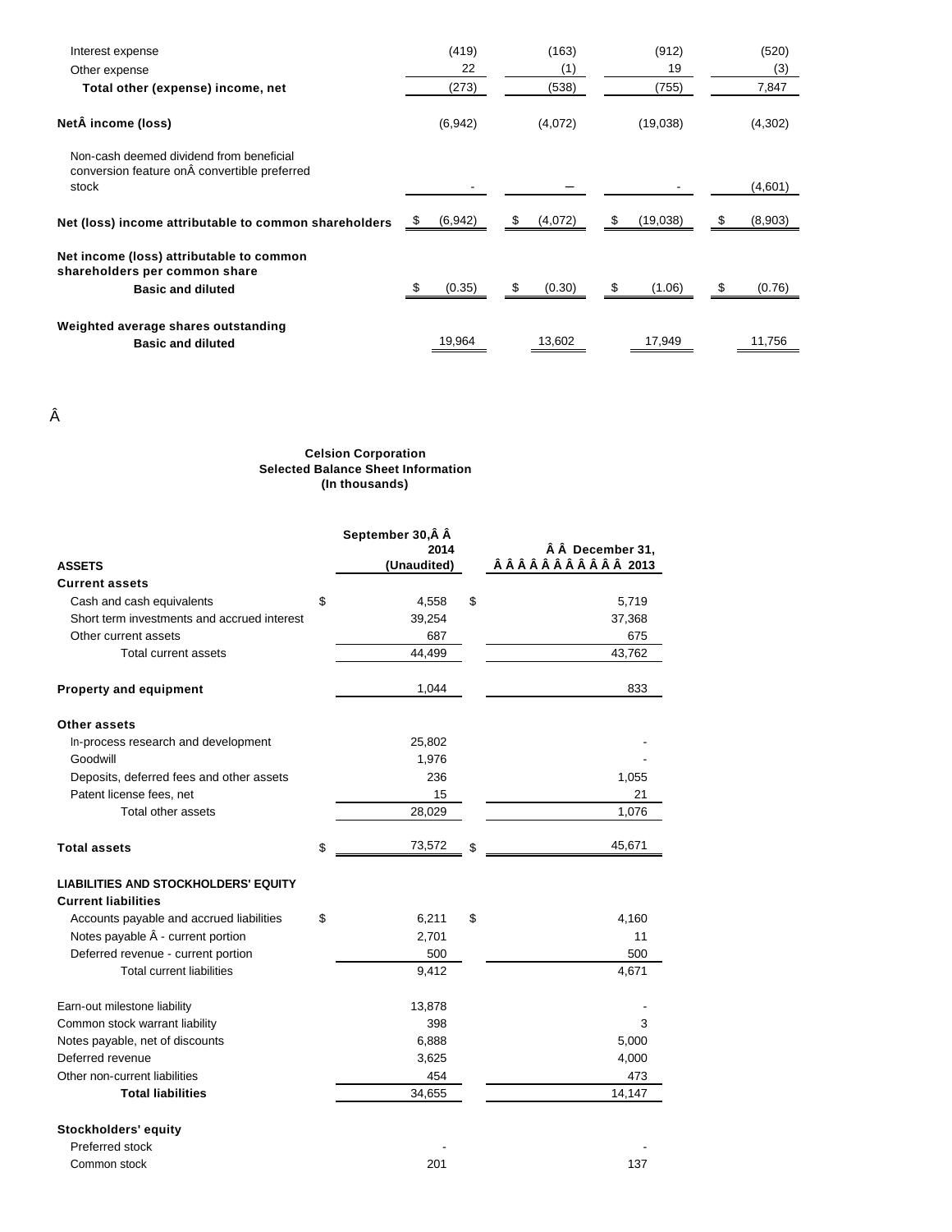| | | | | |
|---|---|---|---|---|
| Interest expense | (419) | (163) | (912) | (520) |
| Other expense | 22 | (1) | 19 | (3) |
| **Total other (expense) income, net** | (273) | (538) | (755) | 7,847 |
| **Net income (loss)** | (6,942) | (4,072) | (19,038) | (4,302) |
| Non-cash deemed dividend from beneficial conversion feature on convertible preferred stock | - | – | - | (4,601) |
| **Net (loss) income attributable to common shareholders** | $ (6,942) | $ (4,072) | $ (19,038) | $ (8,903) |
| **Net income (loss) attributable to common shareholders per common share** | | | | |
| **Basic and diluted** | $ (0.35) | $ (0.30) | $ (1.06) | $ (0.76) |
| **Weighted average shares outstanding** | | | | |
| **Basic and diluted** | 19,964 | 13,602 | 17,949 | 11,756 |

**Celsion Corporation**
**Selected Balance Sheet Information**
**(In thousands)**

| **ASSETS** | **September 30, 2014 (Unaudited)** | **December 31, 2013** |
|---|---|---|
| **Current assets** | | |
| Cash and cash equivalents | $ 4,558 | $ 5,719 |
| Short term investments and accrued interest | 39,254 | 37,368 |
| Other current assets | 687 | 675 |
| Total current assets | 44,499 | 43,762 |
| **Property and equipment** | 1,044 | 833 |
| **Other assets** | | |
| In-process research and development | 25,802 | - |
| Goodwill | 1,976 | - |
| Deposits, deferred fees and other assets | 236 | 1,055 |
| Patent license fees, net | 15 | 21 |
| Total other assets | 28,029 | 1,076 |
| **Total assets** | $ 73,572 | $ 45,671 |
| **LIABILITIES AND STOCKHOLDERS' EQUITY** | | |
| **Current liabilities** | | |
| Accounts payable and accrued liabilities | $ 6,211 | $ 4,160 |
| Notes payable - current portion | 2,701 | 11 |
| Deferred revenue - current portion | 500 | 500 |
| Total current liabilities | 9,412 | 4,671 |
| Earn-out milestone liability | 13,878 | - |
| Common stock warrant liability | 398 | 3 |
| Notes payable, net of discounts | 6,888 | 5,000 |
| Deferred revenue | 3,625 | 4,000 |
| Other non-current liabilities | 454 | 473 |
| **Total liabilities** | 34,655 | 14,147 |
| **Stockholders' equity** | | |
| Preferred stock | - | - |
| Common stock | 201 | 137 |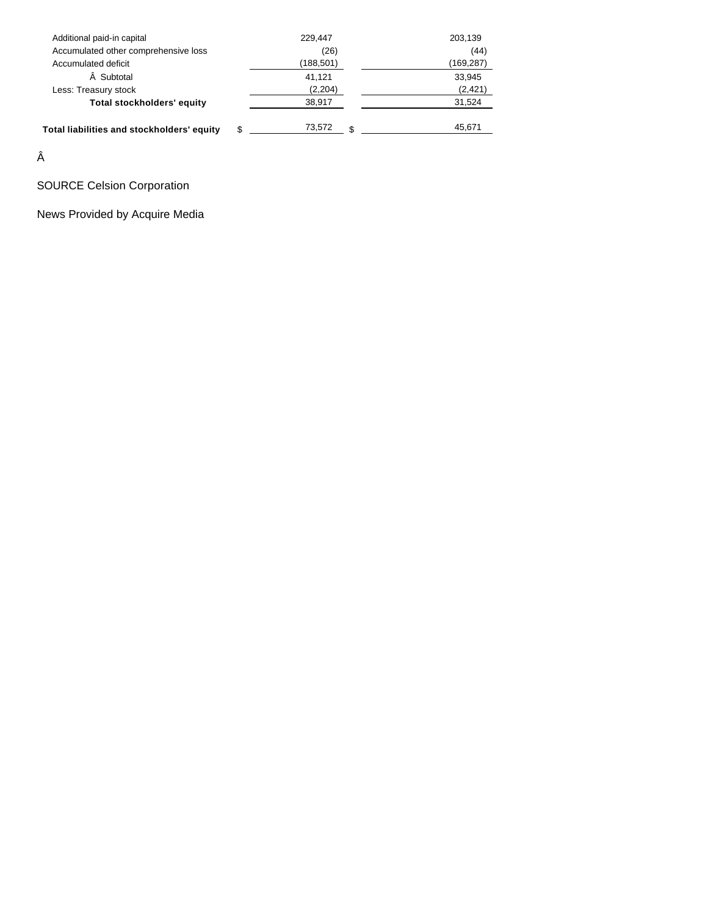| | | |
|---|---|---|
| Additional paid-in capital | 229,447 | 203,139 |
| Accumulated other comprehensive loss | (26) | (44) |
| Accumulated deficit | (188,501) | (169,287) |
| Subtotal | 41,121 | 33,945 |
| Less: Treasury stock | (2,204) | (2,421) |
| **Total stockholders' equity** | 38,917 | 31,524 |
| **Total liabilities and stockholders' equity** | $ 73,572 | $ 45,671 |

SOURCE Celsion Corporation

News Provided by Acquire Media